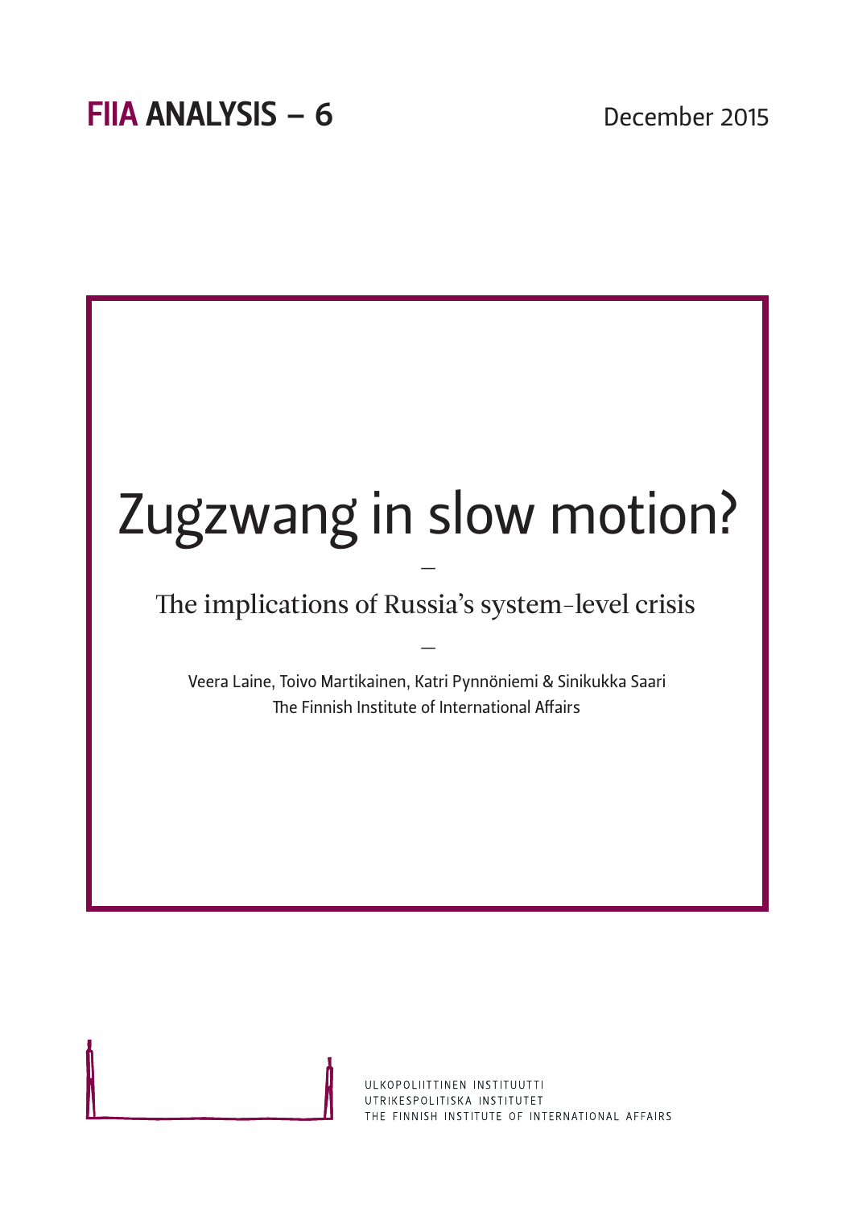**FIIA ANALYSIS – 6**

December 2015

# Zugzwang in slow motion?

—

## The implications of Russia's system-level crisis

—

Veera Laine, Toivo Martikainen, Katri Pynnöniemi & Sinikukka Saari
The Finnish Institute of International Affairs

ULKOPOLIITTINEN INSTITUUTTI
UTRIKESPOLITISKA INSTITUTET
THE FINNISH INSTITUTE OF INTERNATIONAL AFFAIRS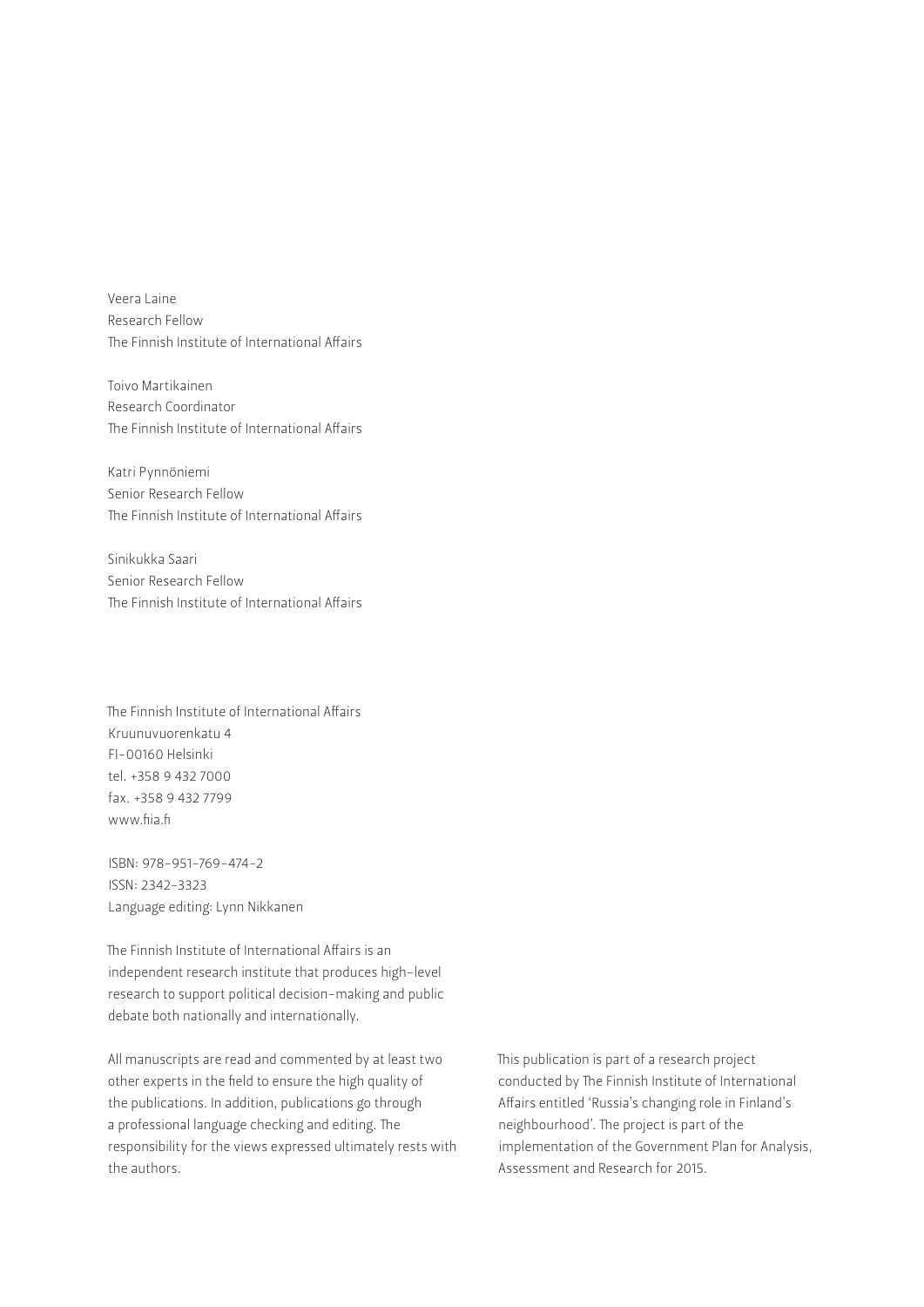Veera Laine
Research Fellow
The Finnish Institute of International Affairs

Toivo Martikainen
Research Coordinator
The Finnish Institute of International Affairs

Katri Pynnöniemi
Senior Research Fellow
The Finnish Institute of International Affairs

Sinikukka Saari
Senior Research Fellow
The Finnish Institute of International Affairs

The Finnish Institute of International Affairs
Kruunuvuorenkatu 4
FI-00160 Helsinki
tel. +358 9 432 7000
fax. +358 9 432 7799
www.fiia.fi

ISBN: 978-951-769-474-2
ISSN: 2342-3323
Language editing: Lynn Nikkanen

The Finnish Institute of International Affairs is an independent research institute that produces high-level research to support political decision-making and public debate both nationally and internationally.

All manuscripts are read and commented by at least two other experts in the field to ensure the high quality of the publications. In addition, publications go through a professional language checking and editing. The responsibility for the views expressed ultimately rests with the authors.

This publication is part of a research project conducted by The Finnish Institute of International Affairs entitled 'Russia's changing role in Finland's neighbourhood'. The project is part of the implementation of the Government Plan for Analysis, Assessment and Research for 2015.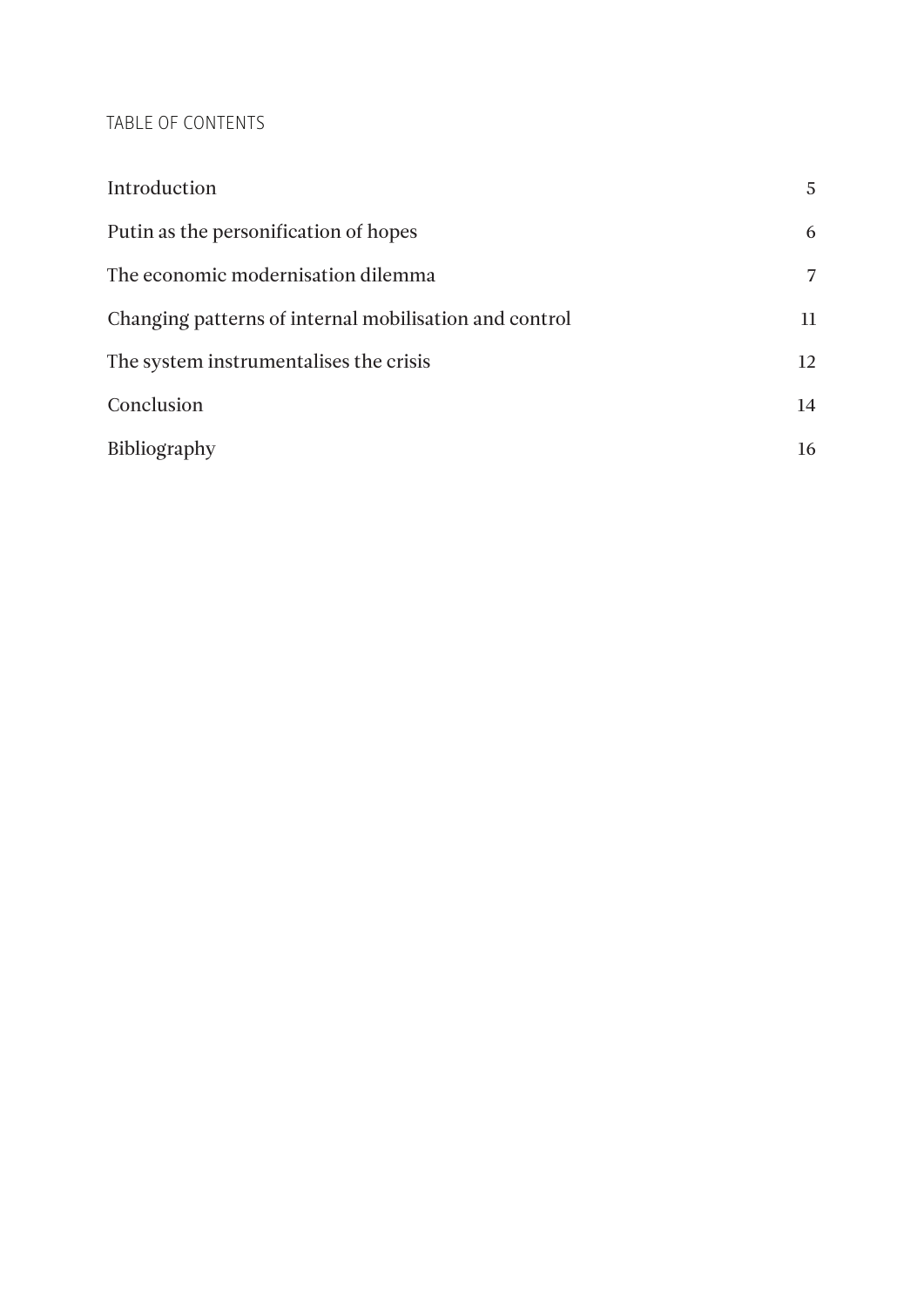TABLE OF CONTENTS

| | |
|---|---|
| Introduction | 5 |
| Putin as the personification of hopes | 6 |
| The economic modernisation dilemma | 7 |
| Changing patterns of internal mobilisation and control | 11 |
| The system instrumentalises the crisis | 12 |
| Conclusion | 14 |
| Bibliography | 16 |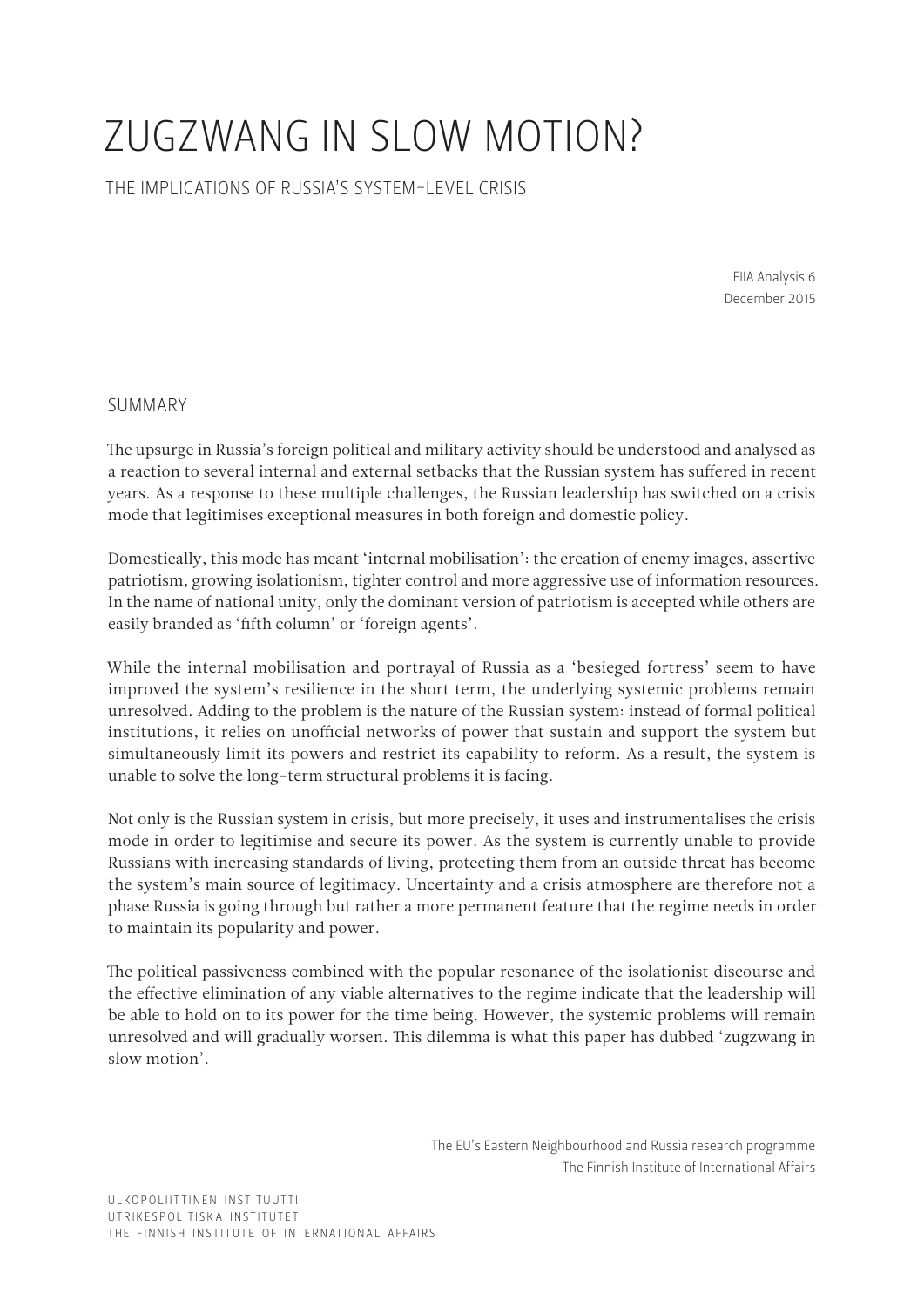# ZUGZWANG IN SLOW MOTION?

THE IMPLICATIONS OF RUSSIA'S SYSTEM-LEVEL CRISIS

FIIA Analysis 6
December 2015

## SUMMARY

The upsurge in Russia's foreign political and military activity should be understood and analysed as a reaction to several internal and external setbacks that the Russian system has suffered in recent years. As a response to these multiple challenges, the Russian leadership has switched on a crisis mode that legitimises exceptional measures in both foreign and domestic policy.

Domestically, this mode has meant 'internal mobilisation': the creation of enemy images, assertive patriotism, growing isolationism, tighter control and more aggressive use of information resources. In the name of national unity, only the dominant version of patriotism is accepted while others are easily branded as 'fifth column' or 'foreign agents'.

While the internal mobilisation and portrayal of Russia as a 'besieged fortress' seem to have improved the system's resilience in the short term, the underlying systemic problems remain unresolved. Adding to the problem is the nature of the Russian system: instead of formal political institutions, it relies on unofficial networks of power that sustain and support the system but simultaneously limit its powers and restrict its capability to reform. As a result, the system is unable to solve the long-term structural problems it is facing.

Not only is the Russian system in crisis, but more precisely, it uses and instrumentalises the crisis mode in order to legitimise and secure its power. As the system is currently unable to provide Russians with increasing standards of living, protecting them from an outside threat has become the system's main source of legitimacy. Uncertainty and a crisis atmosphere are therefore not a phase Russia is going through but rather a more permanent feature that the regime needs in order to maintain its popularity and power.

The political passiveness combined with the popular resonance of the isolationist discourse and the effective elimination of any viable alternatives to the regime indicate that the leadership will be able to hold on to its power for the time being. However, the systemic problems will remain unresolved and will gradually worsen. This dilemma is what this paper has dubbed 'zugzwang in slow motion'.

The EU's Eastern Neighbourhood and Russia research programme
The Finnish Institute of International Affairs

ULKOPOLIITTINEN INSTITUUTTI
UTRIKESPOLITISKA INSTITUTET
THE FINNISH INSTITUTE OF INTERNATIONAL AFFAIRS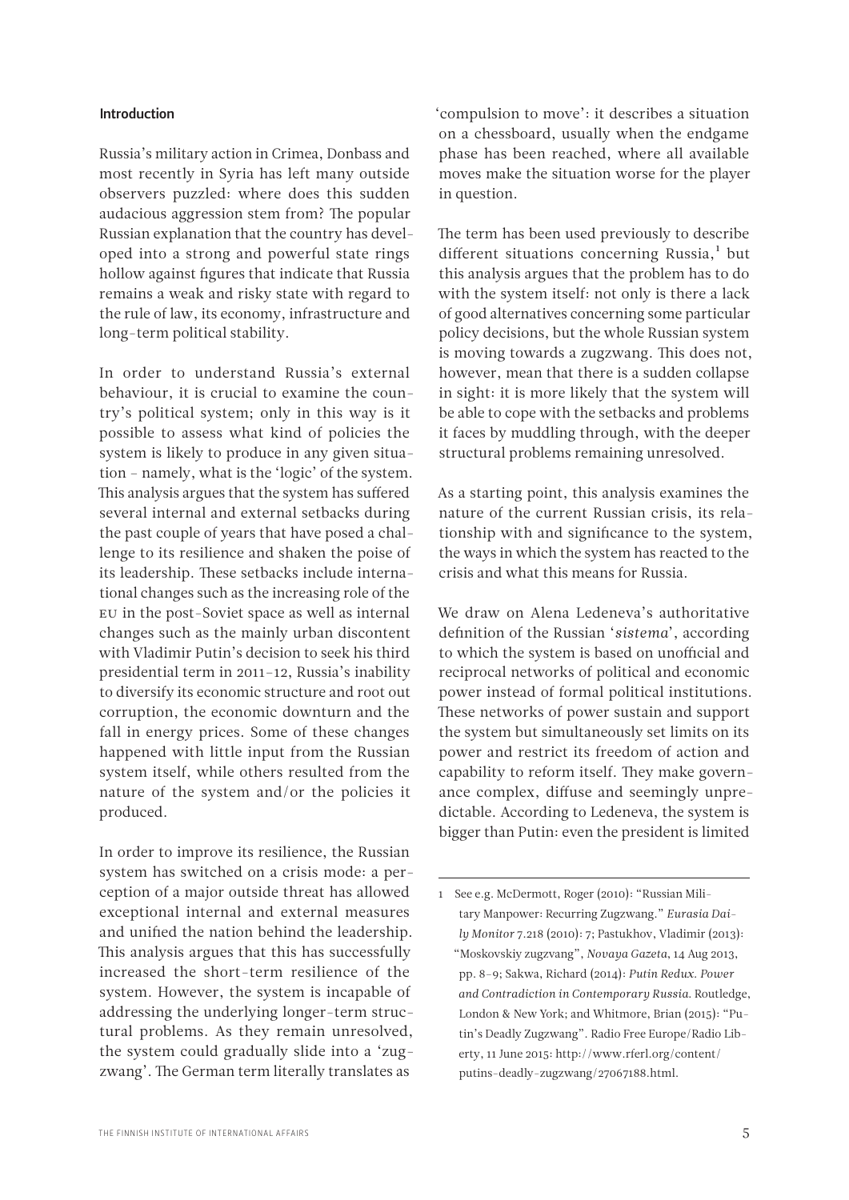## Introduction

Russia's military action in Crimea, Donbass and most recently in Syria has left many outside observers puzzled: where does this sudden audacious aggression stem from? The popular Russian explanation that the country has developed into a strong and powerful state rings hollow against figures that indicate that Russia remains a weak and risky state with regard to the rule of law, its economy, infrastructure and long-term political stability.

In order to understand Russia's external behaviour, it is crucial to examine the country's political system; only in this way is it possible to assess what kind of policies the system is likely to produce in any given situation – namely, what is the 'logic' of the system. This analysis argues that the system has suffered several internal and external setbacks during the past couple of years that have posed a challenge to its resilience and shaken the poise of its leadership. These setbacks include international changes such as the increasing role of the EU in the post-Soviet space as well as internal changes such as the mainly urban discontent with Vladimir Putin's decision to seek his third presidential term in 2011–12, Russia's inability to diversify its economic structure and root out corruption, the economic downturn and the fall in energy prices. Some of these changes happened with little input from the Russian system itself, while others resulted from the nature of the system and/or the policies it produced.

In order to improve its resilience, the Russian system has switched on a crisis mode: a perception of a major outside threat has allowed exceptional internal and external measures and unified the nation behind the leadership. This analysis argues that this has successfully increased the short-term resilience of the system. However, the system is incapable of addressing the underlying longer-term structural problems. As they remain unresolved, the system could gradually slide into a 'zugzwang'. The German term literally translates as 'compulsion to move': it describes a situation on a chessboard, usually when the endgame phase has been reached, where all available moves make the situation worse for the player in question.

The term has been used previously to describe different situations concerning Russia,[1] but this analysis argues that the problem has to do with the system itself: not only is there a lack of good alternatives concerning some particular policy decisions, but the whole Russian system is moving towards a zugzwang. This does not, however, mean that there is a sudden collapse in sight: it is more likely that the system will be able to cope with the setbacks and problems it faces by muddling through, with the deeper structural problems remaining unresolved.

As a starting point, this analysis examines the nature of the current Russian crisis, its relationship with and significance to the system, the ways in which the system has reacted to the crisis and what this means for Russia.

We draw on Alena Ledeneva's authoritative definition of the Russian '*sistema*', according to which the system is based on unofficial and reciprocal networks of political and economic power instead of formal political institutions. These networks of power sustain and support the system but simultaneously set limits on its power and restrict its freedom of action and capability to reform itself. They make governance complex, diffuse and seemingly unpredictable. According to Ledeneva, the system is bigger than Putin: even the president is limited

---

1 See e.g. McDermott, Roger (2010): "Russian Military Manpower: Recurring Zugzwang." *Eurasia Daily Monitor* 7.218 (2010): 7; Pastukhov, Vladimir (2013): "Moskovskiy zugzvang", *Novaya Gazeta*, 14 Aug 2013, pp. 8–9; Sakwa, Richard (2014): *Putin Redux. Power and Contradiction in Contemporary Russia*. Routledge, London & New York; and Whitmore, Brian (2015): "Putin's Deadly Zugzwang". Radio Free Europe/Radio Liberty, 11 June 2015: http://www.rferl.org/content/putins-deadly-zugzwang/27067188.html.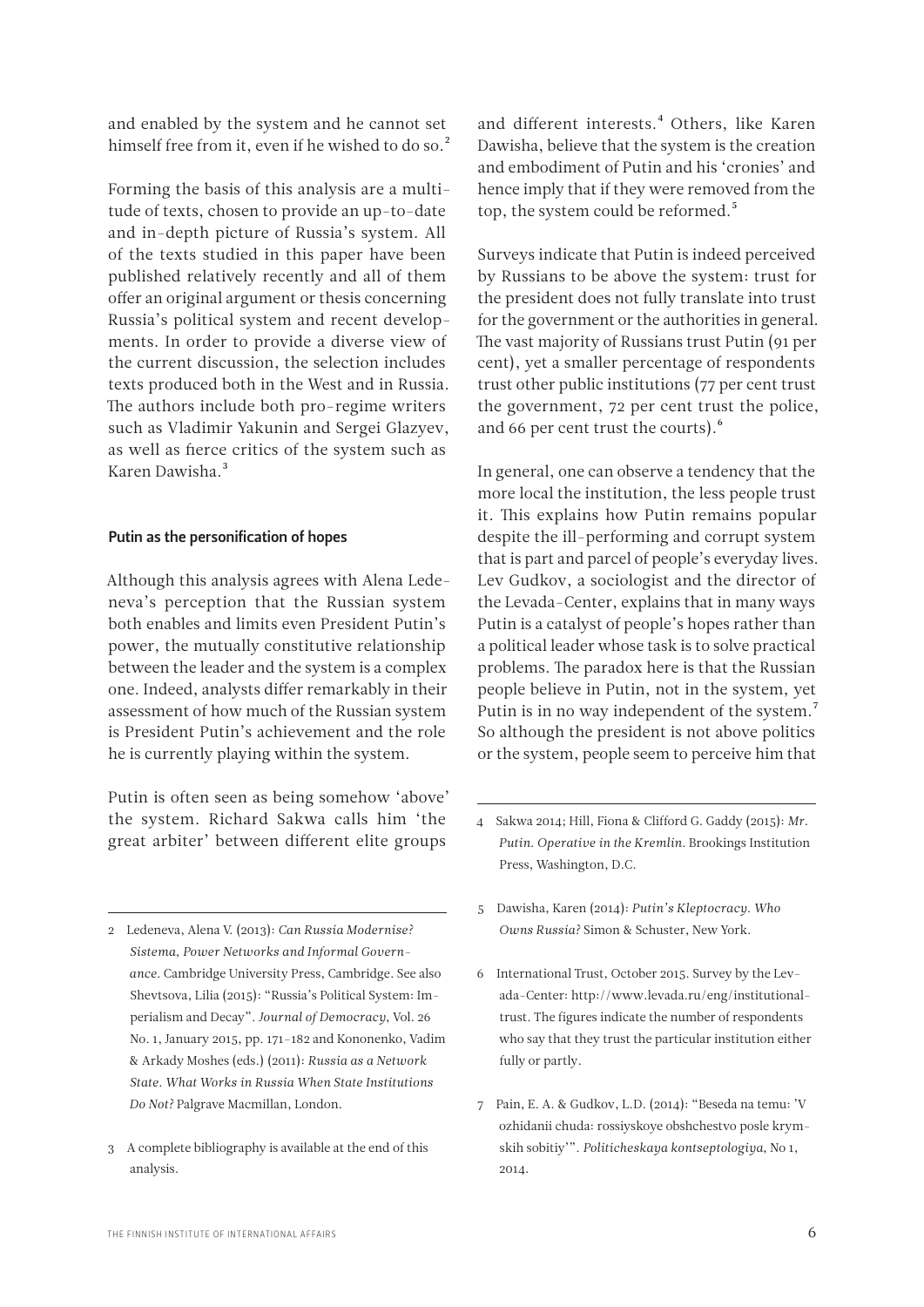and enabled by the system and he cannot set himself free from it, even if he wished to do so.[2]

Forming the basis of this analysis are a multitude of texts, chosen to provide an up-to-date and in-depth picture of Russia's system. All of the texts studied in this paper have been published relatively recently and all of them offer an original argument or thesis concerning Russia's political system and recent developments. In order to provide a diverse view of the current discussion, the selection includes texts produced both in the West and in Russia. The authors include both pro-regime writers such as Vladimir Yakunin and Sergei Glazyev, as well as fierce critics of the system such as Karen Dawisha.[3]

#### Putin as the personification of hopes

Although this analysis agrees with Alena Ledeneva's perception that the Russian system both enables and limits even President Putin's power, the mutually constitutive relationship between the leader and the system is a complex one. Indeed, analysts differ remarkably in their assessment of how much of the Russian system is President Putin's achievement and the role he is currently playing within the system.

Putin is often seen as being somehow 'above' the system. Richard Sakwa calls him 'the great arbiter' between different elite groups and different interests.[4] Others, like Karen Dawisha, believe that the system is the creation and embodiment of Putin and his 'cronies' and hence imply that if they were removed from the top, the system could be reformed.[5]

Surveys indicate that Putin is indeed perceived by Russians to be above the system: trust for the president does not fully translate into trust for the government or the authorities in general. The vast majority of Russians trust Putin (91 per cent), yet a smaller percentage of respondents trust other public institutions (77 per cent trust the government, 72 per cent trust the police, and 66 per cent trust the courts).[6]

In general, one can observe a tendency that the more local the institution, the less people trust it. This explains how Putin remains popular despite the ill-performing and corrupt system that is part and parcel of people's everyday lives. Lev Gudkov, a sociologist and the director of the Levada-Center, explains that in many ways Putin is a catalyst of people's hopes rather than a political leader whose task is to solve practical problems. The paradox here is that the Russian people believe in Putin, not in the system, yet Putin is in no way independent of the system.[7] So although the president is not above politics or the system, people seem to perceive him that

---

2 Ledeneva, Alena V. (2013): *Can Russia Modernise? Sistema, Power Networks and Informal Governance*. Cambridge University Press, Cambridge. See also Shevtsova, Lilia (2015): "Russia's Political System: Imperialism and Decay". *Journal of Democracy*, Vol. 26 No. 1, January 2015, pp. 171–182 and Kononenko, Vadim & Arkady Moshes (eds.) (2011): *Russia as a Network State. What Works in Russia When State Institutions Do Not?* Palgrave Macmillan, London.

3 A complete bibliography is available at the end of this analysis.

4 Sakwa 2014; Hill, Fiona & Clifford G. Gaddy (2015): *Mr. Putin. Operative in the Kremlin*. Brookings Institution Press, Washington, D.C.

5 Dawisha, Karen (2014): *Putin's Kleptocracy. Who Owns Russia?* Simon & Schuster, New York.

6 International Trust, October 2015. Survey by the Levada-Center: http://www.levada.ru/eng/institutional-trust. The figures indicate the number of respondents who say that they trust the particular institution either fully or partly.

7 Pain, E. A. & Gudkov, L.D. (2014): "Beseda na temu: 'V ozhidanii chuda: rossiyskoye obshchestvo posle krymskih sobitiy'". *Politicheskaya kontseptologiya*, No 1, 2014.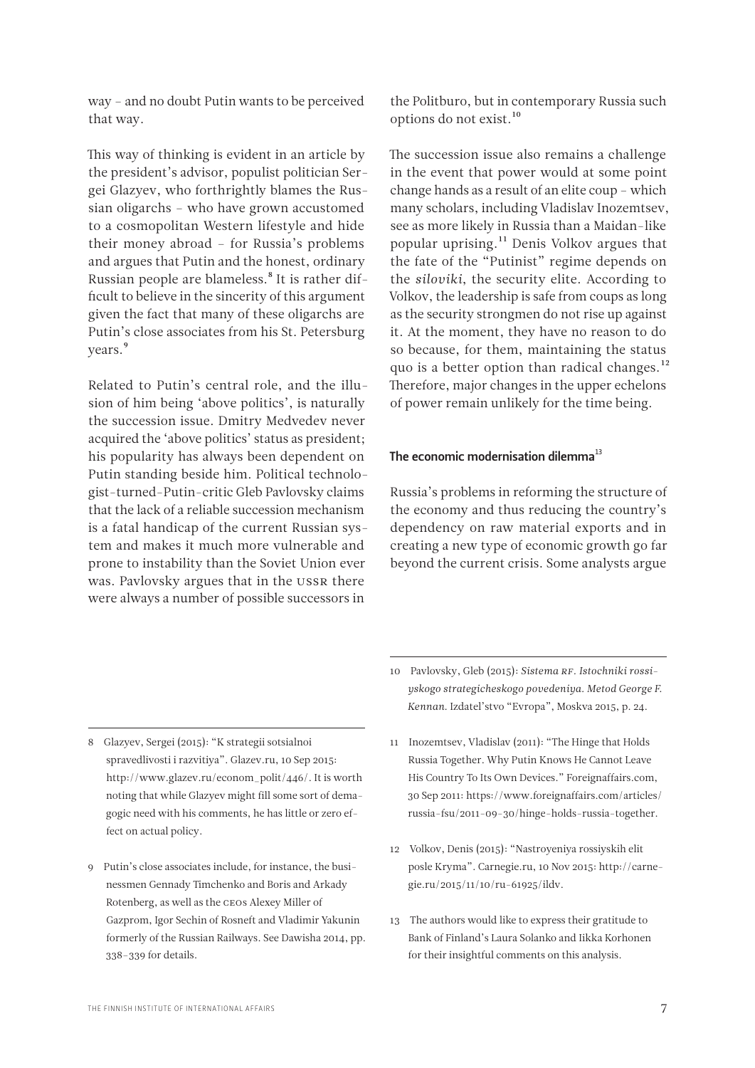way – and no doubt Putin wants to be perceived that way.

This way of thinking is evident in an article by the president's advisor, populist politician Sergei Glazyev, who forthrightly blames the Russian oligarchs – who have grown accustomed to a cosmopolitan Western lifestyle and hide their money abroad – for Russia's problems and argues that Putin and the honest, ordinary Russian people are blameless.[8] It is rather difficult to believe in the sincerity of this argument given the fact that many of these oligarchs are Putin's close associates from his St. Petersburg years.[9]

Related to Putin's central role, and the illusion of him being 'above politics', is naturally the succession issue. Dmitry Medvedev never acquired the 'above politics' status as president; his popularity has always been dependent on Putin standing beside him. Political technologist-turned-Putin-critic Gleb Pavlovsky claims that the lack of a reliable succession mechanism is a fatal handicap of the current Russian system and makes it much more vulnerable and prone to instability than the Soviet Union ever was. Pavlovsky argues that in the USSR there were always a number of possible successors in the Politburo, but in contemporary Russia such options do not exist.[10]

The succession issue also remains a challenge in the event that power would at some point change hands as a result of an elite coup – which many scholars, including Vladislav Inozemtsev, see as more likely in Russia than a Maidan-like popular uprising.[11] Denis Volkov argues that the fate of the "Putinist" regime depends on the *siloviki*, the security elite. According to Volkov, the leadership is safe from coups as long as the security strongmen do not rise up against it. At the moment, they have no reason to do so because, for them, maintaining the status quo is a better option than radical changes.[12] Therefore, major changes in the upper echelons of power remain unlikely for the time being.

### The economic modernisation dilemma[13]

Russia's problems in reforming the structure of the economy and thus reducing the country's dependency on raw material exports and in creating a new type of economic growth go far beyond the current crisis. Some analysts argue

---

8 Glazyev, Sergei (2015): "K strategii sotsialnoi spravedlivosti i razvitiya". Glazev.ru, 10 Sep 2015: http://www.glazev.ru/econom_polit/446/. It is worth noting that while Glazyev might fill some sort of demagogic need with his comments, he has little or zero effect on actual policy.

9 Putin's close associates include, for instance, the businessmen Gennady Timchenko and Boris and Arkady Rotenberg, as well as the CEOs Alexey Miller of Gazprom, Igor Sechin of Rosneft and Vladimir Yakunin formerly of the Russian Railways. See Dawisha 2014, pp. 338–339 for details.

10 Pavlovsky, Gleb (2015): *Sistema RF. Istochniki rossiyskogo strategicheskogo povedeniya. Metod George F. Kennan.* Izdatel'stvo "Evropa", Moskva 2015, p. 24.

11 Inozemtsev, Vladislav (2011): "The Hinge that Holds Russia Together. Why Putin Knows He Cannot Leave His Country To Its Own Devices." Foreignaffairs.com, 30 Sep 2011: https://www.foreignaffairs.com/articles/russia-fsu/2011-09-30/hinge-holds-russia-together.

12 Volkov, Denis (2015): "Nastroyeniya rossiyskih elit posle Kryma". Carnegie.ru, 10 Nov 2015: http://carnegie.ru/2015/11/10/ru-61925/ildv.

13 The authors would like to express their gratitude to Bank of Finland's Laura Solanko and Iikka Korhonen for their insightful comments on this analysis.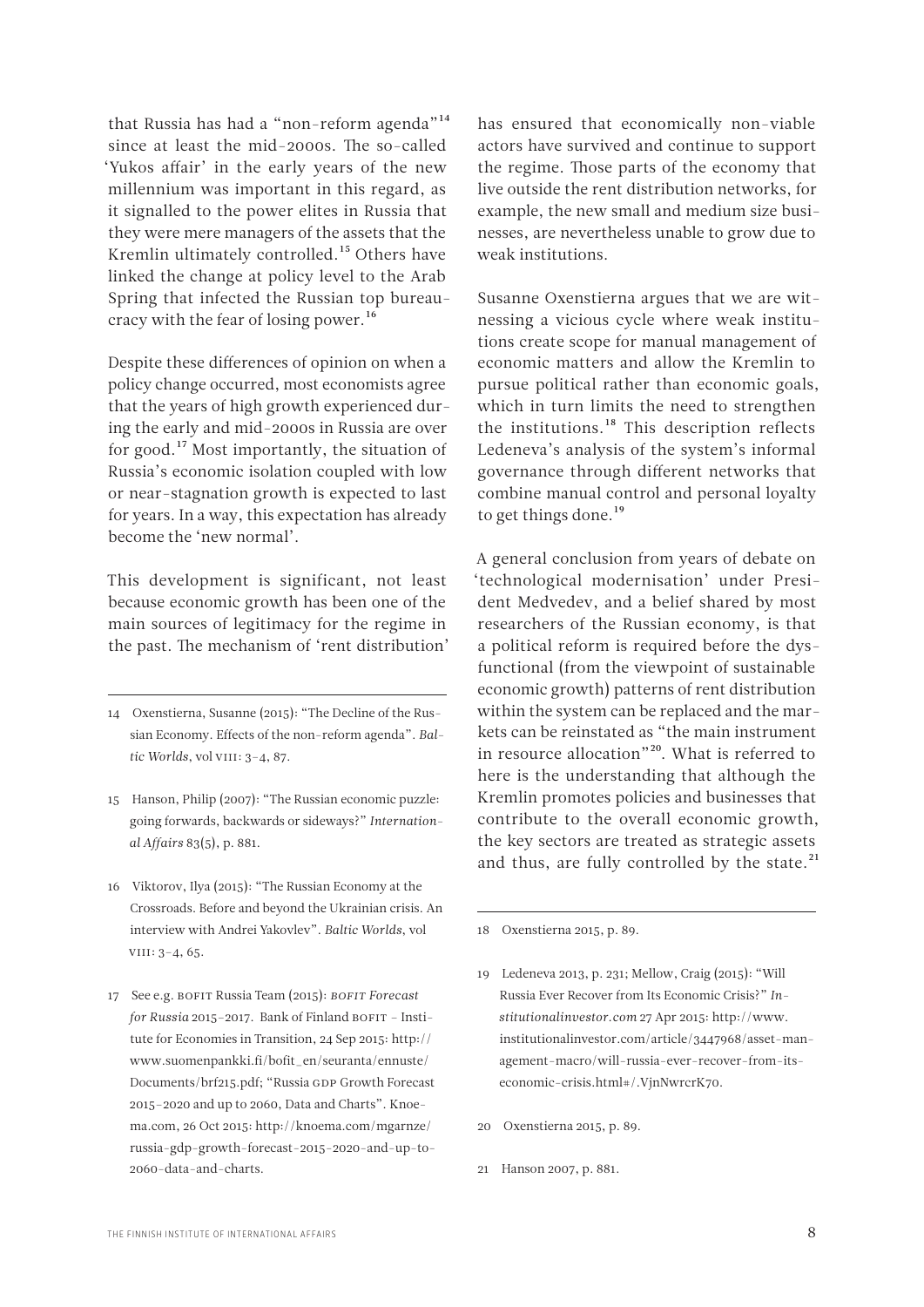that Russia has had a "non-reform agenda"[14] since at least the mid-2000s. The so-called 'Yukos affair' in the early years of the new millennium was important in this regard, as it signalled to the power elites in Russia that they were mere managers of the assets that the Kremlin ultimately controlled.[15] Others have linked the change at policy level to the Arab Spring that infected the Russian top bureaucracy with the fear of losing power.[16]

Despite these differences of opinion on when a policy change occurred, most economists agree that the years of high growth experienced during the early and mid-2000s in Russia are over for good.[17] Most importantly, the situation of Russia's economic isolation coupled with low or near-stagnation growth is expected to last for years. In a way, this expectation has already become the 'new normal'.

This development is significant, not least because economic growth has been one of the main sources of legitimacy for the regime in the past. The mechanism of 'rent distribution' has ensured that economically non-viable actors have survived and continue to support the regime. Those parts of the economy that live outside the rent distribution networks, for example, the new small and medium size businesses, are nevertheless unable to grow due to weak institutions.

Susanne Oxenstierna argues that we are witnessing a vicious cycle where weak institutions create scope for manual management of economic matters and allow the Kremlin to pursue political rather than economic goals, which in turn limits the need to strengthen the institutions.[18] This description reflects Ledeneva's analysis of the system's informal governance through different networks that combine manual control and personal loyalty to get things done.[19]

A general conclusion from years of debate on 'technological modernisation' under President Medvedev, and a belief shared by most researchers of the Russian economy, is that a political reform is required before the dysfunctional (from the viewpoint of sustainable economic growth) patterns of rent distribution within the system can be replaced and the markets can be reinstated as "the main instrument in resource allocation"[20]. What is referred to here is the understanding that although the Kremlin promotes policies and businesses that contribute to the overall economic growth, the key sectors are treated as strategic assets and thus, are fully controlled by the state.[21]

---

14 Oxenstierna, Susanne (2015): "The Decline of the Russian Economy. Effects of the non-reform agenda". *Baltic Worlds*, vol VIII: 3–4, 87.

15 Hanson, Philip (2007): "The Russian economic puzzle: going forwards, backwards or sideways?" *International Affairs* 83(5), p. 881.

16 Viktorov, Ilya (2015): "The Russian Economy at the Crossroads. Before and beyond the Ukrainian crisis. An interview with Andrei Yakovlev". *Baltic Worlds*, vol VIII: 3–4, 65.

17 See e.g. BOFIT Russia Team (2015): *BOFIT Forecast for Russia* 2015–2017. Bank of Finland BOFIT – Institute for Economies in Transition, 24 Sep 2015: http://www.suomenpankki.fi/bofit_en/seuranta/ennuste/Documents/brf215.pdf; "Russia GDP Growth Forecast 2015-2020 and up to 2060, Data and Charts". Knoema.com, 26 Oct 2015: http://knoema.com/mgarnze/russia-gdp-growth-forecast-2015-2020-and-up-to-2060-data-and-charts.

18 Oxenstierna 2015, p. 89.

19 Ledeneva 2013, p. 231; Mellow, Craig (2015): "Will Russia Ever Recover from Its Economic Crisis?" *Institutionalinvestor.com* 27 Apr 2015: http://www.institutionalinvestor.com/article/3447968/asset-management-macro/will-russia-ever-recover-from-its-economic-crisis.html#/.VjnNwrcrK70.

20 Oxenstierna 2015, p. 89.

21 Hanson 2007, p. 881.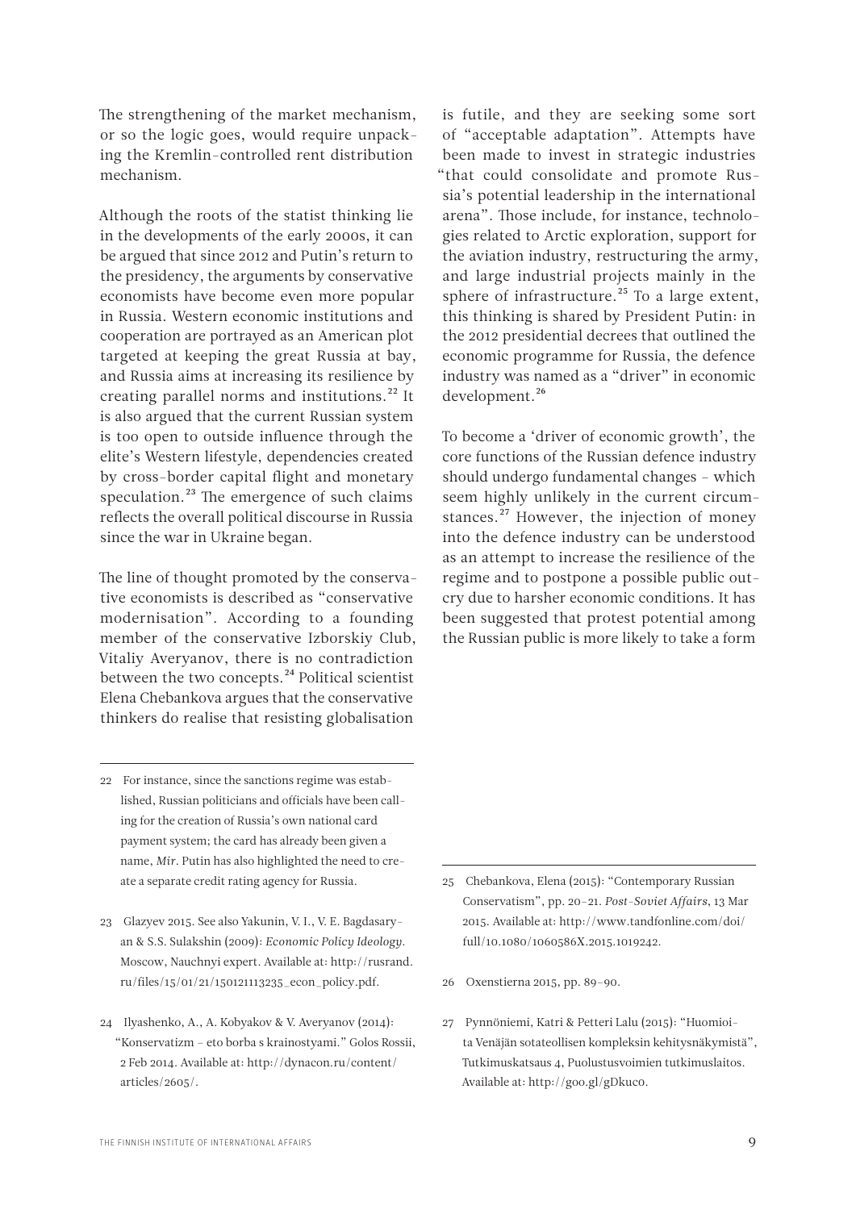The strengthening of the market mechanism, or so the logic goes, would require unpacking the Kremlin-controlled rent distribution mechanism.

Although the roots of the statist thinking lie in the developments of the early 2000s, it can be argued that since 2012 and Putin's return to the presidency, the arguments by conservative economists have become even more popular in Russia. Western economic institutions and cooperation are portrayed as an American plot targeted at keeping the great Russia at bay, and Russia aims at increasing its resilience by creating parallel norms and institutions.[22] It is also argued that the current Russian system is too open to outside influence through the elite's Western lifestyle, dependencies created by cross-border capital flight and monetary speculation.[23] The emergence of such claims reflects the overall political discourse in Russia since the war in Ukraine began.

The line of thought promoted by the conservative economists is described as "conservative modernisation". According to a founding member of the conservative Izborskiy Club, Vitaliy Averyanov, there is no contradiction between the two concepts.[24] Political scientist Elena Chebankova argues that the conservative thinkers do realise that resisting globalisation is futile, and they are seeking some sort of "acceptable adaptation". Attempts have been made to invest in strategic industries "that could consolidate and promote Russia's potential leadership in the international arena". Those include, for instance, technologies related to Arctic exploration, support for the aviation industry, restructuring the army, and large industrial projects mainly in the sphere of infrastructure.[25] To a large extent, this thinking is shared by President Putin: in the 2012 presidential decrees that outlined the economic programme for Russia, the defence industry was named as a "driver" in economic development.[26]

To become a 'driver of economic growth', the core functions of the Russian defence industry should undergo fundamental changes – which seem highly unlikely in the current circumstances.[27] However, the injection of money into the defence industry can be understood as an attempt to increase the resilience of the regime and to postpone a possible public outcry due to harsher economic conditions. It has been suggested that protest potential among the Russian public is more likely to take a form

---

22 For instance, since the sanctions regime was established, Russian politicians and officials have been calling for the creation of Russia's own national card payment system; the card has already been given a name, *Mir*. Putin has also highlighted the need to create a separate credit rating agency for Russia.

23 Glazyev 2015. See also Yakunin, V. I., V. E. Bagdasaryan & S.S. Sulakshin (2009): *Economic Policy Ideology*. Moscow, Nauchnyi expert. Available at: http://rusrand.ru/files/15/01/21/150121113235_econ_policy.pdf.

24 Ilyashenko, A., A. Kobyakov & V. Averyanov (2014): "Konservatizm – eto borba s krainostyami." Golos Rossii, 2 Feb 2014. Available at: http://dynacon.ru/content/articles/2605/.

25 Chebankova, Elena (2015): "Contemporary Russian Conservatism", pp. 20–21. *Post-Soviet Affairs*, 13 Mar 2015. Available at: http://www.tandfonline.com/doi/full/10.1080/1060586X.2015.1019242.

26 Oxenstierna 2015, pp. 89–90.

27 Pynnöniemi, Katri & Petteri Lalu (2015): "Huomioita Venäjän sotateollisen kompleksin kehitysnäkymistä", Tutkimuskatsaus 4, Puolustusvoimien tutkimuslaitos. Available at: http://goo.gl/gDkuc0.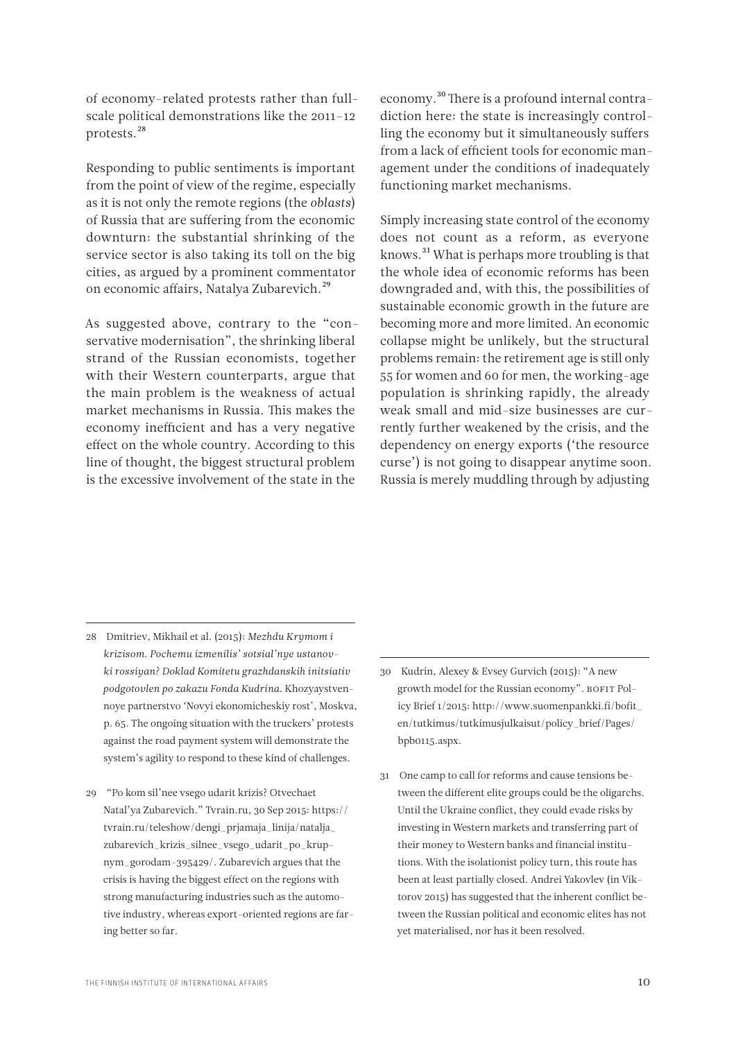of economy-related protests rather than full-scale political demonstrations like the 2011–12 protests.[28]

Responding to public sentiments is important from the point of view of the regime, especially as it is not only the remote regions (the *oblasts*) of Russia that are suffering from the economic downturn: the substantial shrinking of the service sector is also taking its toll on the big cities, as argued by a prominent commentator on economic affairs, Natalya Zubarevich.[29]

As suggested above, contrary to the "conservative modernisation", the shrinking liberal strand of the Russian economists, together with their Western counterparts, argue that the main problem is the weakness of actual market mechanisms in Russia. This makes the economy inefficient and has a very negative effect on the whole country. According to this line of thought, the biggest structural problem is the excessive involvement of the state in the economy.[30] There is a profound internal contradiction here: the state is increasingly controlling the economy but it simultaneously suffers from a lack of efficient tools for economic management under the conditions of inadequately functioning market mechanisms.

Simply increasing state control of the economy does not count as a reform, as everyone knows.[31] What is perhaps more troubling is that the whole idea of economic reforms has been downgraded and, with this, the possibilities of sustainable economic growth in the future are becoming more and more limited. An economic collapse might be unlikely, but the structural problems remain: the retirement age is still only 55 for women and 60 for men, the working-age population is shrinking rapidly, the already weak small and mid-size businesses are currently further weakened by the crisis, and the dependency on energy exports ('the resource curse') is not going to disappear anytime soon. Russia is merely muddling through by adjusting

---

28 Dmitriev, Mikhail et al. (2015): *Mezhdu Krymom i krizisom. Pochemu izmenilis' sotsial'nye ustanovki rossiyan? Doklad Komitetu grazhdanskih initsiativ podgotovlen po zakazu Fonda Kudrina.* Khozyaystvennoye partnerstvo 'Novyi ekonomicheskiy rost', Moskva, p. 65. The ongoing situation with the truckers' protests against the road payment system will demonstrate the system's agility to respond to these kind of challenges.

29 "Po kom sil'nee vsego udarit krizis? Otvechaet Natal'ya Zubarevich." Tvrain.ru, 30 Sep 2015: https://tvrain.ru/teleshow/dengi_prjamaja_linija/natalja_zubarevich_krizis_silnee_vsego_udarit_po_krupnym_gorodam-395429/. Zubarevich argues that the crisis is having the biggest effect on the regions with strong manufacturing industries such as the automotive industry, whereas export-oriented regions are faring better so far.

30 Kudrin, Alexey & Evsey Gurvich (2015): "A new growth model for the Russian economy". BOFIT Policy Brief 1/2015: http://www.suomenpankki.fi/bofit_en/tutkimus/tutkimusjulkaisut/policy_brief/Pages/bpb0115.aspx.

31 One camp to call for reforms and cause tensions between the different elite groups could be the oligarchs. Until the Ukraine conflict, they could evade risks by investing in Western markets and transferring part of their money to Western banks and financial institutions. With the isolationist policy turn, this route has been at least partially closed. Andrei Yakovlev (in Viktorov 2015) has suggested that the inherent conflict between the Russian political and economic elites has not yet materialised, nor has it been resolved.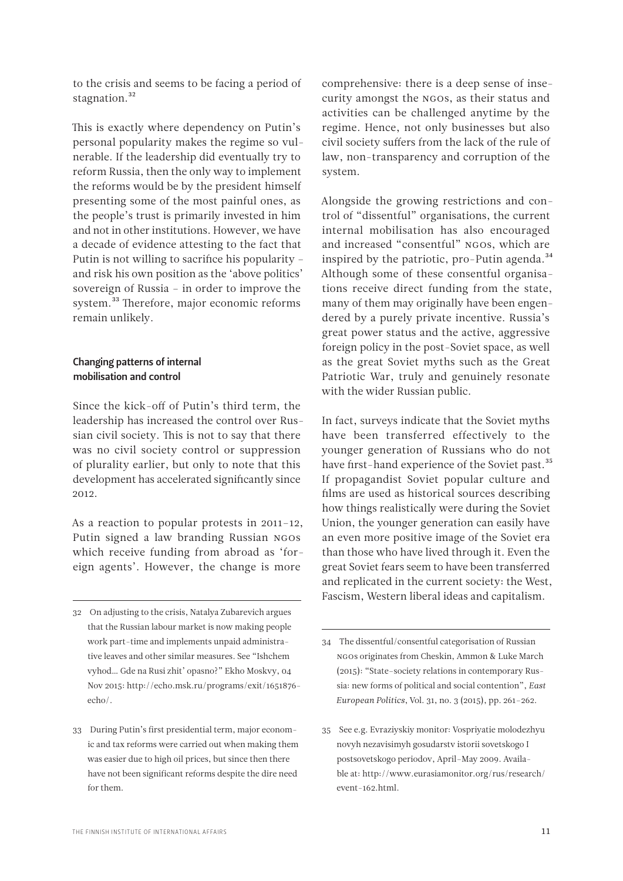to the crisis and seems to be facing a period of stagnation.[32]

This is exactly where dependency on Putin's personal popularity makes the regime so vulnerable. If the leadership did eventually try to reform Russia, then the only way to implement the reforms would be by the president himself presenting some of the most painful ones, as the people's trust is primarily invested in him and not in other institutions. However, we have a decade of evidence attesting to the fact that Putin is not willing to sacrifice his popularity – and risk his own position as the 'above politics' sovereign of Russia – in order to improve the system.[33] Therefore, major economic reforms remain unlikely.

### Changing patterns of internal mobilisation and control

Since the kick-off of Putin's third term, the leadership has increased the control over Russian civil society. This is not to say that there was no civil society control or suppression of plurality earlier, but only to note that this development has accelerated significantly since 2012.

As a reaction to popular protests in 2011–12, Putin signed a law branding Russian NGOs which receive funding from abroad as 'foreign agents'. However, the change is more comprehensive: there is a deep sense of insecurity amongst the NGOs, as their status and activities can be challenged anytime by the regime. Hence, not only businesses but also civil society suffers from the lack of the rule of law, non-transparency and corruption of the system.

Alongside the growing restrictions and control of "dissentful" organisations, the current internal mobilisation has also encouraged and increased "consentful" NGOs, which are inspired by the patriotic, pro-Putin agenda.[34] Although some of these consentful organisations receive direct funding from the state, many of them may originally have been engendered by a purely private incentive. Russia's great power status and the active, aggressive foreign policy in the post-Soviet space, as well as the great Soviet myths such as the Great Patriotic War, truly and genuinely resonate with the wider Russian public.

In fact, surveys indicate that the Soviet myths have been transferred effectively to the younger generation of Russians who do not have first-hand experience of the Soviet past.[35] If propagandist Soviet popular culture and films are used as historical sources describing how things realistically were during the Soviet Union, the younger generation can easily have an even more positive image of the Soviet era than those who have lived through it. Even the great Soviet fears seem to have been transferred and replicated in the current society: the West, Fascism, Western liberal ideas and capitalism.

---

32 On adjusting to the crisis, Natalya Zubarevich argues that the Russian labour market is now making people work part-time and implements unpaid administrative leaves and other similar measures. See "Ishchem vyhod… Gde na Rusi zhit' opasno?" Ekho Moskvy, 04 Nov 2015: http://echo.msk.ru/programs/exit/1651876-echo/.

33 During Putin's first presidential term, major economic and tax reforms were carried out when making them was easier due to high oil prices, but since then there have not been significant reforms despite the dire need for them.

34 The dissentful/consentful categorisation of Russian NGOs originates from Cheskin, Ammon & Luke March (2015): "State–society relations in contemporary Russia: new forms of political and social contention", *East European Politics*, Vol. 31, no. 3 (2015), pp. 261–262.

35 See e.g. Evraziyskiy monitor: Vospriyatie molodezhyu novyh nezavisimyh gosudarstv istorii sovetskogo I postsovetskogo periodov, April–May 2009. Available at: http://www.eurasiamonitor.org/rus/research/event-162.html.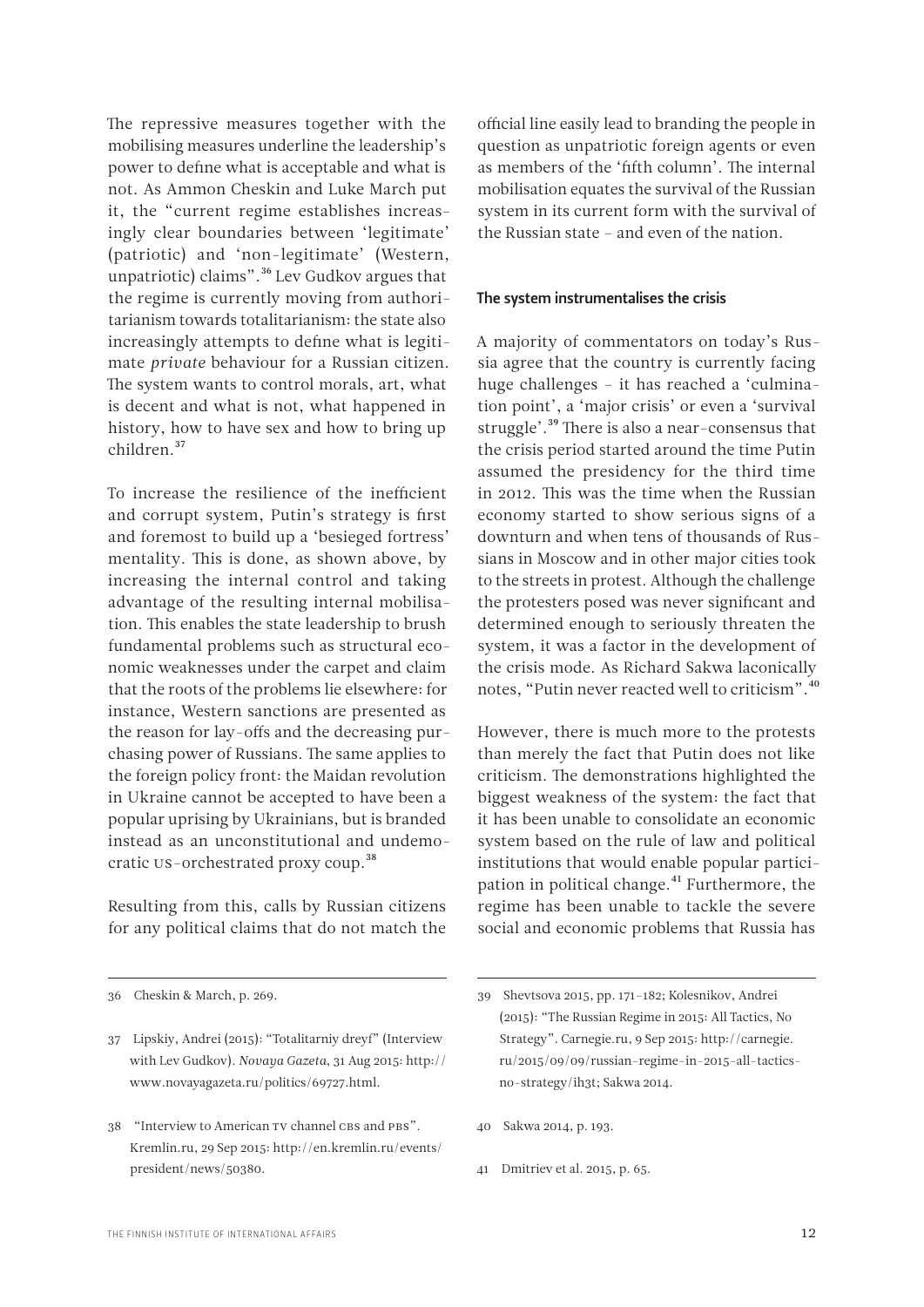The repressive measures together with the mobilising measures underline the leadership's power to define what is acceptable and what is not. As Ammon Cheskin and Luke March put it, the "current regime establishes increasingly clear boundaries between 'legitimate' (patriotic) and 'non-legitimate' (Western, unpatriotic) claims".[36] Lev Gudkov argues that the regime is currently moving from authoritarianism towards totalitarianism: the state also increasingly attempts to define what is legitimate *private* behaviour for a Russian citizen. The system wants to control morals, art, what is decent and what is not, what happened in history, how to have sex and how to bring up children.[37]

To increase the resilience of the inefficient and corrupt system, Putin's strategy is first and foremost to build up a 'besieged fortress' mentality. This is done, as shown above, by increasing the internal control and taking advantage of the resulting internal mobilisation. This enables the state leadership to brush fundamental problems such as structural economic weaknesses under the carpet and claim that the roots of the problems lie elsewhere: for instance, Western sanctions are presented as the reason for lay-offs and the decreasing purchasing power of Russians. The same applies to the foreign policy front: the Maidan revolution in Ukraine cannot be accepted to have been a popular uprising by Ukrainians, but is branded instead as an unconstitutional and undemocratic US-orchestrated proxy coup.[38]

Resulting from this, calls by Russian citizens for any political claims that do not match the official line easily lead to branding the people in question as unpatriotic foreign agents or even as members of the 'fifth column'. The internal mobilisation equates the survival of the Russian system in its current form with the survival of the Russian state – and even of the nation.

### The system instrumentalises the crisis

A majority of commentators on today's Russia agree that the country is currently facing huge challenges – it has reached a 'culmination point', a 'major crisis' or even a 'survival struggle'.[39] There is also a near-consensus that the crisis period started around the time Putin assumed the presidency for the third time in 2012. This was the time when the Russian economy started to show serious signs of a downturn and when tens of thousands of Russians in Moscow and in other major cities took to the streets in protest. Although the challenge the protesters posed was never significant and determined enough to seriously threaten the system, it was a factor in the development of the crisis mode. As Richard Sakwa laconically notes, "Putin never reacted well to criticism".[40]

However, there is much more to the protests than merely the fact that Putin does not like criticism. The demonstrations highlighted the biggest weakness of the system: the fact that it has been unable to consolidate an economic system based on the rule of law and political institutions that would enable popular participation in political change.[41] Furthermore, the regime has been unable to tackle the severe social and economic problems that Russia has

---

36 Cheskin & March, p. 269.

37 Lipskiy, Andrei (2015): "Totalitarniy dreyf" (Interview with Lev Gudkov). *Novaya Gazeta*, 31 Aug 2015: http://www.novayagazeta.ru/politics/69727.html.

38 "Interview to American TV channel CBS and PBS". Kremlin.ru, 29 Sep 2015: http://en.kremlin.ru/events/president/news/50380.

39 Shevtsova 2015, pp. 171–182; Kolesnikov, Andrei (2015): "The Russian Regime in 2015: All Tactics, No Strategy". Carnegie.ru, 9 Sep 2015: http://carnegie.ru/2015/09/09/russian-regime-in-2015-all-tactics-no-strategy/ih3t; Sakwa 2014.

40 Sakwa 2014, p. 193.

41 Dmitriev et al. 2015, p. 65.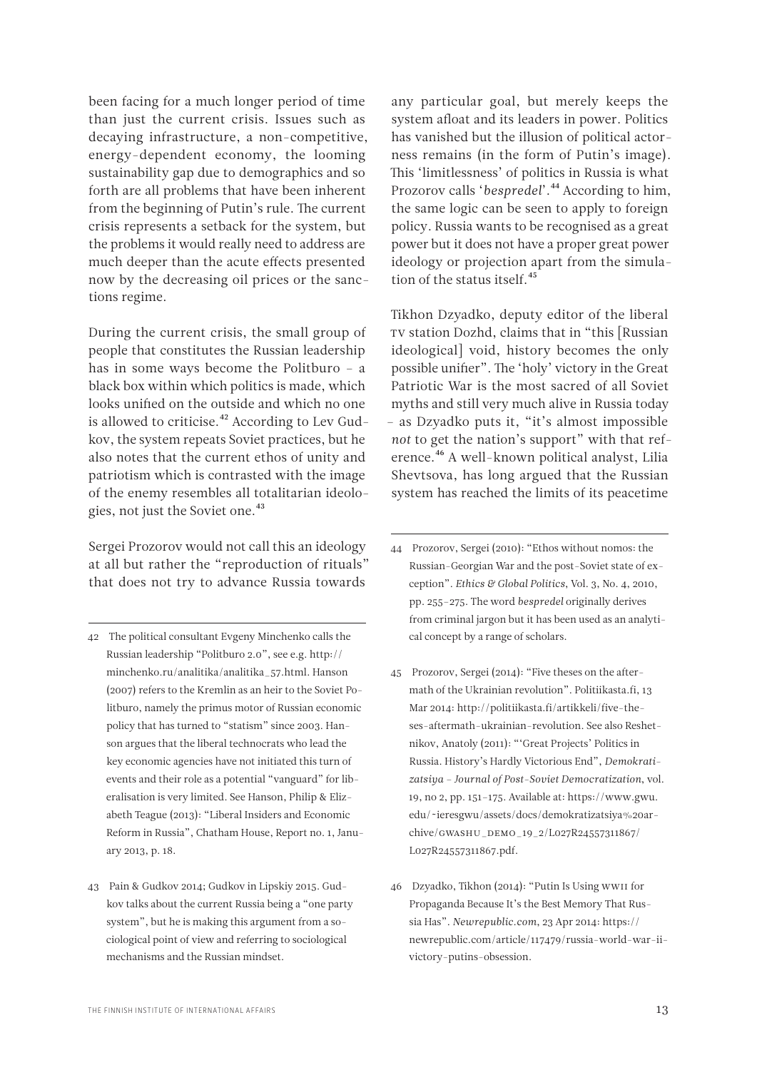been facing for a much longer period of time than just the current crisis. Issues such as decaying infrastructure, a non-competitive, energy-dependent economy, the looming sustainability gap due to demographics and so forth are all problems that have been inherent from the beginning of Putin's rule. The current crisis represents a setback for the system, but the problems it would really need to address are much deeper than the acute effects presented now by the decreasing oil prices or the sanctions regime.

During the current crisis, the small group of people that constitutes the Russian leadership has in some ways become the Politburo – a black box within which politics is made, which looks unified on the outside and which no one is allowed to criticise.[42] According to Lev Gudkov, the system repeats Soviet practices, but he also notes that the current ethos of unity and patriotism which is contrasted with the image of the enemy resembles all totalitarian ideologies, not just the Soviet one.[43]

Sergei Prozorov would not call this an ideology at all but rather the "reproduction of rituals" that does not try to advance Russia towards any particular goal, but merely keeps the system afloat and its leaders in power. Politics has vanished but the illusion of political actorness remains (in the form of Putin's image). This 'limitlessness' of politics in Russia is what Prozorov calls '*bespredel*'.[44] According to him, the same logic can be seen to apply to foreign policy. Russia wants to be recognised as a great power but it does not have a proper great power ideology or projection apart from the simulation of the status itself.[45]

Tikhon Dzyadko, deputy editor of the liberal TV station Dozhd, claims that in "this [Russian ideological] void, history becomes the only possible unifier". The 'holy' victory in the Great Patriotic War is the most sacred of all Soviet myths and still very much alive in Russia today – as Dzyadko puts it, "it's almost impossible *not* to get the nation's support" with that reference.[46] A well-known political analyst, Lilia Shevtsova, has long argued that the Russian system has reached the limits of its peacetime

---

42 The political consultant Evgeny Minchenko calls the Russian leadership "Politburo 2.0", see e.g. http://minchenko.ru/analitika/analitika_57.html. Hanson (2007) refers to the Kremlin as an heir to the Soviet Politburo, namely the primus motor of Russian economic policy that has turned to "statism" since 2003. Hanson argues that the liberal technocrats who lead the key economic agencies have not initiated this turn of events and their role as a potential "vanguard" for liberalisation is very limited. See Hanson, Philip & Elizabeth Teague (2013): "Liberal Insiders and Economic Reform in Russia", Chatham House, Report no. 1, January 2013, p. 18.

43 Pain & Gudkov 2014; Gudkov in Lipskiy 2015. Gudkov talks about the current Russia being a "one party system", but he is making this argument from a sociological point of view and referring to sociological mechanisms and the Russian mindset.

44 Prozorov, Sergei (2010): "Ethos without nomos: the Russian-Georgian War and the post-Soviet state of exception". *Ethics & Global Politics*, Vol. 3, No. 4, 2010, pp. 255–275. The word *bespredel* originally derives from criminal jargon but it has been used as an analytical concept by a range of scholars.

45 Prozorov, Sergei (2014): "Five theses on the aftermath of the Ukrainian revolution". Politiikasta.fi, 13 Mar 2014: http://politiikasta.fi/artikkeli/five-theses-aftermath-ukrainian-revolution. See also Reshetnikov, Anatoly (2011): "'Great Projects' Politics in Russia. History's Hardly Victorious End", *Demokratizatsiya – Journal of Post-Soviet Democratization*, vol. 19, no 2, pp. 151–175. Available at: https://www.gwu.edu/~ieresgwu/assets/docs/demokratizatsiya%20archive/GWASHU_DEMO_19_2/L027R24557311867/L027R24557311867.pdf.

46 Dzyadko, Tikhon (2014): "Putin Is Using WWII for Propaganda Because It's the Best Memory That Russia Has". *Newrepublic.com*, 23 Apr 2014: https://newrepublic.com/article/117479/russia-world-war-ii-victory-putins-obsession.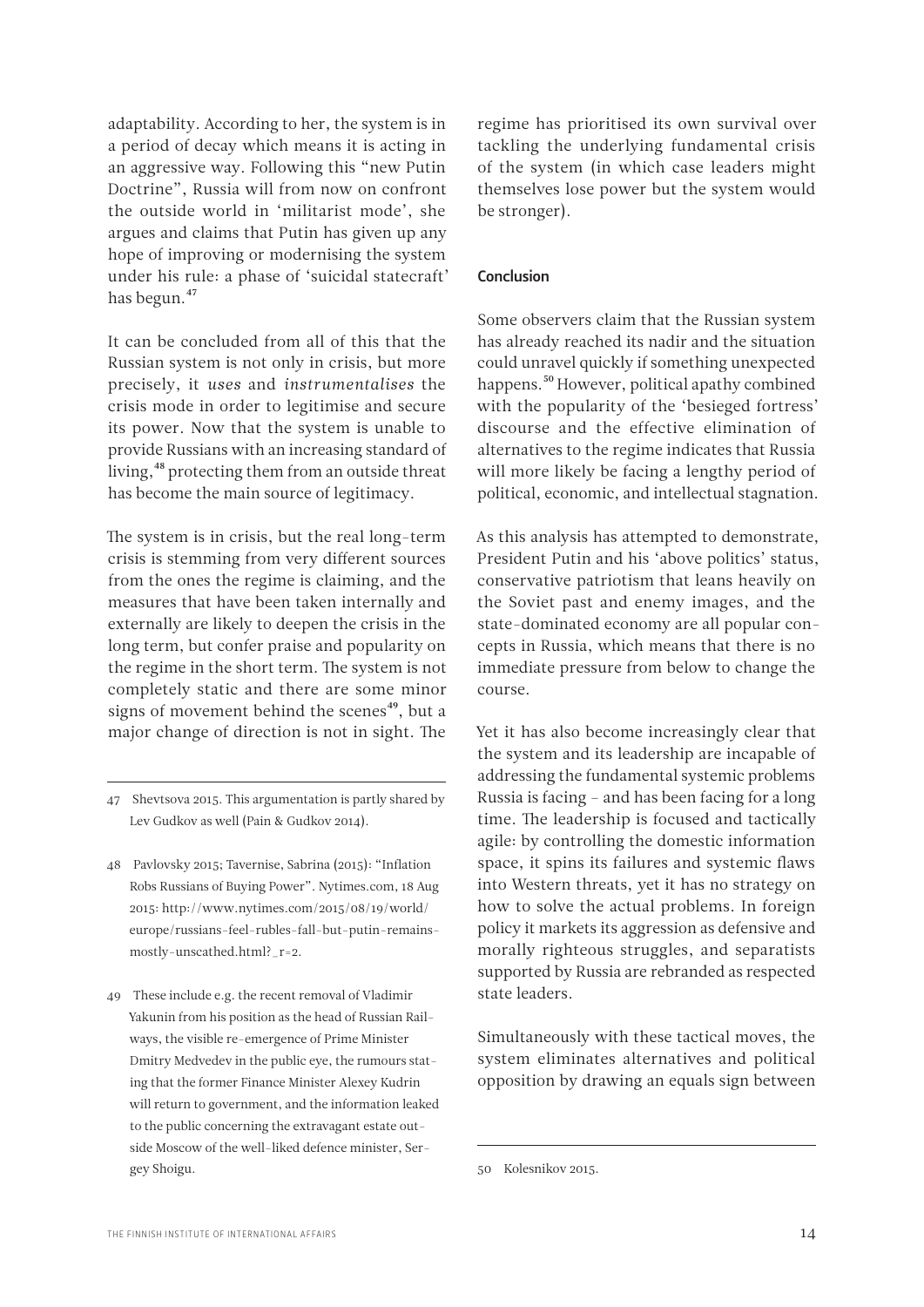adaptability. According to her, the system is in a period of decay which means it is acting in an aggressive way. Following this "new Putin Doctrine", Russia will from now on confront the outside world in 'militarist mode', she argues and claims that Putin has given up any hope of improving or modernising the system under his rule: a phase of 'suicidal statecraft' has begun.[47]

It can be concluded from all of this that the Russian system is not only in crisis, but more precisely, it *uses* and *instrumentalises* the crisis mode in order to legitimise and secure its power. Now that the system is unable to provide Russians with an increasing standard of living,[48] protecting them from an outside threat has become the main source of legitimacy.

The system is in crisis, but the real long-term crisis is stemming from very different sources from the ones the regime is claiming, and the measures that have been taken internally and externally are likely to deepen the crisis in the long term, but confer praise and popularity on the regime in the short term. The system is not completely static and there are some minor signs of movement behind the scenes[49], but a major change of direction is not in sight. The regime has prioritised its own survival over tackling the underlying fundamental crisis of the system (in which case leaders might themselves lose power but the system would be stronger).

## Conclusion

Some observers claim that the Russian system has already reached its nadir and the situation could unravel quickly if something unexpected happens.[50] However, political apathy combined with the popularity of the 'besieged fortress' discourse and the effective elimination of alternatives to the regime indicates that Russia will more likely be facing a lengthy period of political, economic, and intellectual stagnation.

As this analysis has attempted to demonstrate, President Putin and his 'above politics' status, conservative patriotism that leans heavily on the Soviet past and enemy images, and the state-dominated economy are all popular concepts in Russia, which means that there is no immediate pressure from below to change the course.

Yet it has also become increasingly clear that the system and its leadership are incapable of addressing the fundamental systemic problems Russia is facing – and has been facing for a long time. The leadership is focused and tactically agile: by controlling the domestic information space, it spins its failures and systemic flaws into Western threats, yet it has no strategy on how to solve the actual problems. In foreign policy it markets its aggression as defensive and morally righteous struggles, and separatists supported by Russia are rebranded as respected state leaders.

Simultaneously with these tactical moves, the system eliminates alternatives and political opposition by drawing an equals sign between

---

47 Shevtsova 2015. This argumentation is partly shared by Lev Gudkov as well (Pain & Gudkov 2014).

48 Pavlovsky 2015; Tavernise, Sabrina (2015): "Inflation Robs Russians of Buying Power". Nytimes.com, 18 Aug 2015: http://www.nytimes.com/2015/08/19/world/europe/russians-feel-rubles-fall-but-putin-remains-mostly-unscathed.html?_r=2.

49 These include e.g. the recent removal of Vladimir Yakunin from his position as the head of Russian Railways, the visible re-emergence of Prime Minister Dmitry Medvedev in the public eye, the rumours stating that the former Finance Minister Alexey Kudrin will return to government, and the information leaked to the public concerning the extravagant estate outside Moscow of the well-liked defence minister, Sergey Shoigu.

50 Kolesnikov 2015.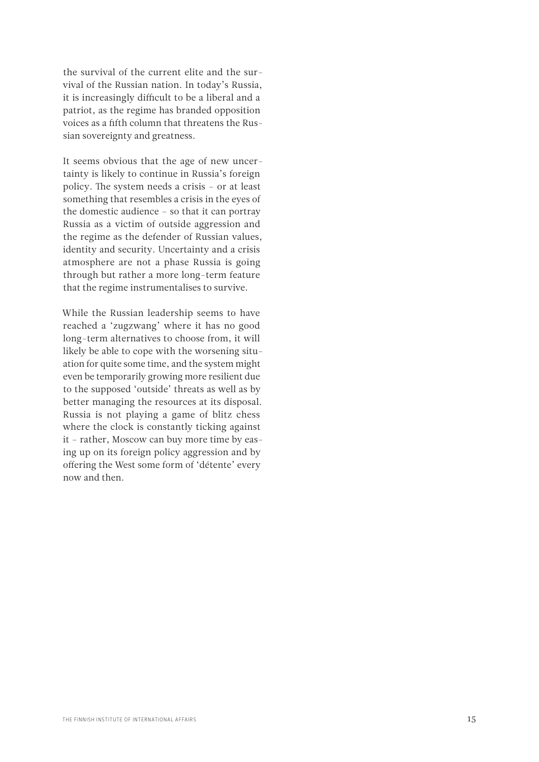the survival of the current elite and the survival of the Russian nation. In today's Russia, it is increasingly difficult to be a liberal and a patriot, as the regime has branded opposition voices as a fifth column that threatens the Russian sovereignty and greatness.

It seems obvious that the age of new uncertainty is likely to continue in Russia's foreign policy. The system needs a crisis – or at least something that resembles a crisis in the eyes of the domestic audience – so that it can portray Russia as a victim of outside aggression and the regime as the defender of Russian values, identity and security. Uncertainty and a crisis atmosphere are not a phase Russia is going through but rather a more long-term feature that the regime instrumentalises to survive.

While the Russian leadership seems to have reached a 'zugzwang' where it has no good long-term alternatives to choose from, it will likely be able to cope with the worsening situation for quite some time, and the system might even be temporarily growing more resilient due to the supposed 'outside' threats as well as by better managing the resources at its disposal. Russia is not playing a game of blitz chess where the clock is constantly ticking against it – rather, Moscow can buy more time by easing up on its foreign policy aggression and by offering the West some form of 'détente' every now and then.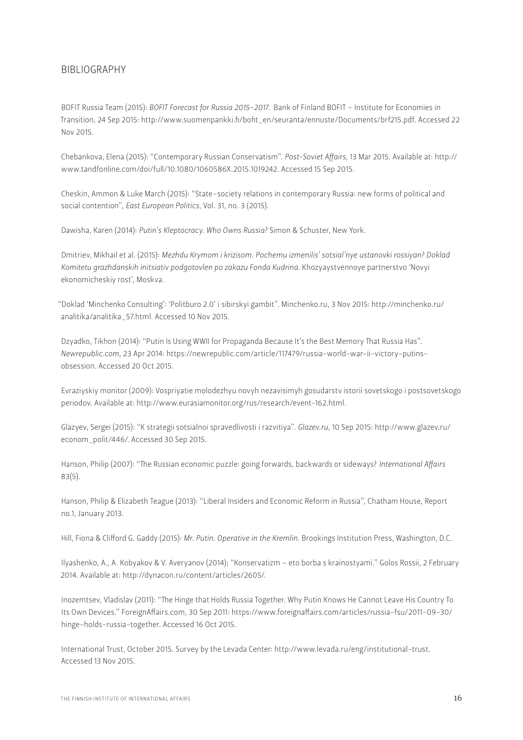## BIBLIOGRAPHY

BOFIT Russia Team (2015): *BOFIT Forecast for Russia 2015–2017*. Bank of Finland BOFIT – Institute for Economies in Transition, 24 Sep 2015: http://www.suomenpankki.fi/bofit_en/seuranta/ennuste/Documents/brf215.pdf. Accessed 22 Nov 2015.

Chebankova, Elena (2015): "Contemporary Russian Conservatism". *Post-Soviet Affairs*, 13 Mar 2015. Available at: http://www.tandfonline.com/doi/full/10.1080/1060586X.2015.1019242. Accessed 15 Sep 2015.

Cheskin, Ammon & Luke March (2015): "State–society relations in contemporary Russia: new forms of political and social contention", *East European Politics*, Vol. 31, no. 3 (2015).

Dawisha, Karen (2014): *Putin's Kleptocracy. Who Owns Russia?* Simon & Schuster, New York.

Dmitriev, Mikhail et al. (2015): *Mezhdu Krymom i krizisom. Pochemu izmenilis' sotsial'nye ustanovki rossiyan? Doklad Komitetu grazhdanskih initsiativ podgotovlen po zakazu Fonda Kudrina.* Khozyaystvennoye partnerstvo 'Novyi ekonomicheskiy rost', Moskva.

"Doklad 'Minchenko Consulting': 'Politburo 2.0' i sibirskyi gambit". Minchenko.ru, 3 Nov 2015: http://minchenko.ru/analitika/analitika_57.html. Accessed 10 Nov 2015.

Dzyadko, Tikhon (2014): "Putin Is Using WWII for Propaganda Because It's the Best Memory That Russia Has". *Newrepublic.com*, 23 Apr 2014: https://newrepublic.com/article/117479/russia-world-war-ii-victory-putins-obsession. Accessed 20 Oct 2015.

Evraziyskiy monitor (2009): Vospriyatie molodezhyu novyh nezavisimyh gosudarstv istorii sovetskogo i postsovetskogo periodov. Available at: http://www.eurasiamonitor.org/rus/research/event-162.html.

Glazyev, Sergei (2015): "K strategii sotsialnoi spravedlivosti i razvitiya". *Glazev.ru*, 10 Sep 2015: http://www.glazev.ru/econom_polit/446/. Accessed 30 Sep 2015.

Hanson, Philip (2007): "The Russian economic puzzle: going forwards, backwards or sideways? *International Affairs* 83(5).

Hanson, Philip & Elizabeth Teague (2013): "Liberal Insiders and Economic Reform in Russia", Chatham House, Report no.1, January 2013.

Hill, Fiona & Clifford G. Gaddy (2015): *Mr. Putin. Operative in the Kremlin*. Brookings Institution Press, Washington, D.C.

Ilyashenko, A., A. Kobyakov & V. Averyanov (2014); "Konservatizm – eto borba s krainostyami." Golos Rossii, 2 February 2014. Available at: http://dynacon.ru/content/articles/2605/.

Inozemtsev, Vladislav (2011): "The Hinge that Holds Russia Together. Why Putin Knows He Cannot Leave His Country To Its Own Devices." ForeignAffairs.com, 30 Sep 2011: https://www.foreignaffairs.com/articles/russia-fsu/2011-09-30/hinge-holds-russia-together. Accessed 16 Oct 2015.

International Trust, October 2015. Survey by the Levada Center: http://www.levada.ru/eng/institutional-trust. Accessed 13 Nov 2015.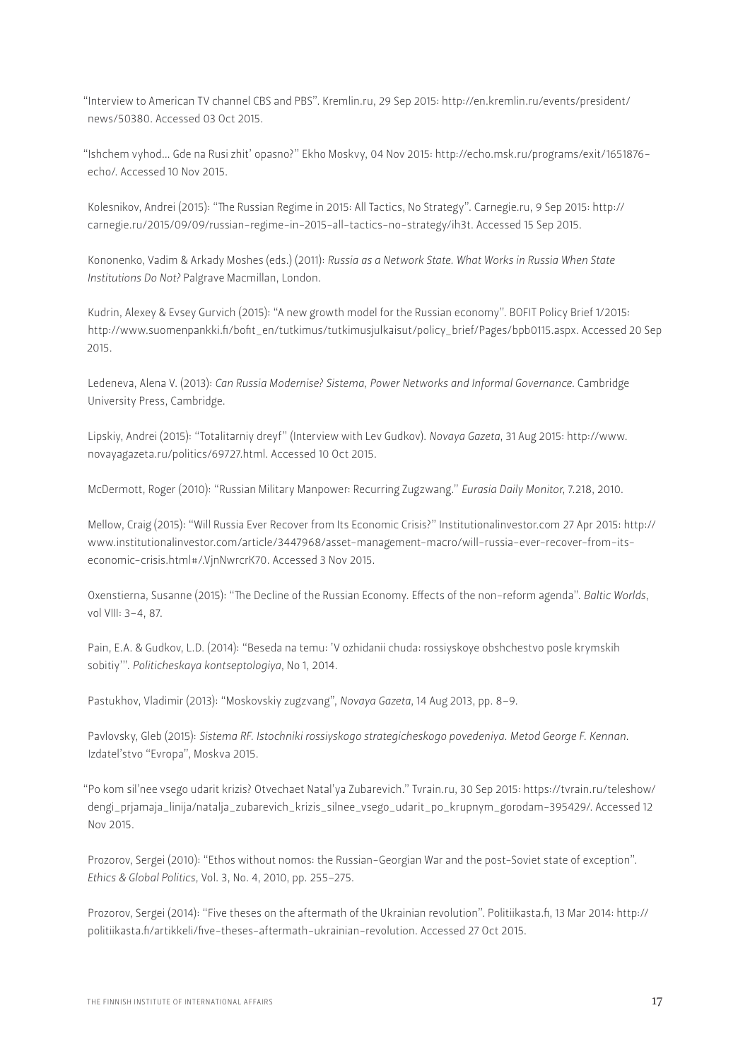"Interview to American TV channel CBS and PBS". Kremlin.ru, 29 Sep 2015: http://en.kremlin.ru/events/president/news/50380. Accessed 03 Oct 2015.

"Ishchem vyhod... Gde na Rusi zhit' opasno?" Ekho Moskvy, 04 Nov 2015: http://echo.msk.ru/programs/exit/1651876-echo/. Accessed 10 Nov 2015.

Kolesnikov, Andrei (2015): "The Russian Regime in 2015: All Tactics, No Strategy". Carnegie.ru, 9 Sep 2015: http://carnegie.ru/2015/09/09/russian-regime-in-2015-all-tactics-no-strategy/ih3t. Accessed 15 Sep 2015.

Kononenko, Vadim & Arkady Moshes (eds.) (2011): *Russia as a Network State. What Works in Russia When State Institutions Do Not?* Palgrave Macmillan, London.

Kudrin, Alexey & Evsey Gurvich (2015): "A new growth model for the Russian economy". BOFIT Policy Brief 1/2015: http://www.suomenpankki.fi/bofit_en/tutkimus/tutkimusjulkaisut/policy_brief/Pages/bpb0115.aspx. Accessed 20 Sep 2015.

Ledeneva, Alena V. (2013): *Can Russia Modernise? Sistema, Power Networks and Informal Governance.* Cambridge University Press, Cambridge.

Lipskiy, Andrei (2015): "Totalitarniy dreyf" (Interview with Lev Gudkov). *Novaya Gazeta*, 31 Aug 2015: http://www.novayagazeta.ru/politics/69727.html. Accessed 10 Oct 2015.

McDermott, Roger (2010): "Russian Military Manpower: Recurring Zugzwang." *Eurasia Daily Monitor*, 7.218, 2010.

Mellow, Craig (2015): "Will Russia Ever Recover from Its Economic Crisis?" Institutionalinvestor.com 27 Apr 2015: http://www.institutionalinvestor.com/article/3447968/asset-management-macro/will-russia-ever-recover-from-its-economic-crisis.html#/.VjnNwrcrK70. Accessed 3 Nov 2015.

Oxenstierna, Susanne (2015): "The Decline of the Russian Economy. Effects of the non-reform agenda". *Baltic Worlds*, vol VIII: 3–4, 87.

Pain, E.A. & Gudkov, L.D. (2014): "Beseda na temu: 'V ozhidanii chuda: rossiyskoye obshchestvo posle krymskih sobitiy'". *Politicheskaya kontseptologiya*, No 1, 2014.

Pastukhov, Vladimir (2013): "Moskovskiy zugzvang", *Novaya Gazeta*, 14 Aug 2013, pp. 8–9.

Pavlovsky, Gleb (2015): *Sistema RF. Istochniki rossiyskogo strategicheskogo povedeniya. Metod George F. Kennan.* Izdatel'stvo "Evropa", Moskva 2015.

"Po kom sil'nee vsego udarit krizis? Otvechaet Natal'ya Zubarevich." Tvrain.ru, 30 Sep 2015: https://tvrain.ru/teleshow/dengi_prjamaja_linija/natalja_zubarevich_krizis_silnee_vsego_udarit_po_krupnym_gorodam-395429/. Accessed 12 Nov 2015.

Prozorov, Sergei (2010): "Ethos without nomos: the Russian-Georgian War and the post-Soviet state of exception". *Ethics & Global Politics*, Vol. 3, No. 4, 2010, pp. 255–275.

Prozorov, Sergei (2014): "Five theses on the aftermath of the Ukrainian revolution". Politiikasta.fi, 13 Mar 2014: http://politiikasta.fi/artikkeli/five-theses-aftermath-ukrainian-revolution. Accessed 27 Oct 2015.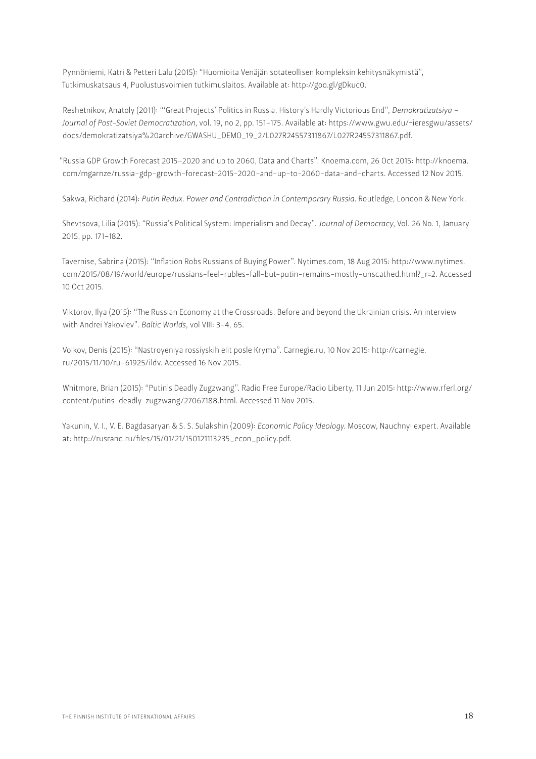Pynnöniemi, Katri & Petteri Lalu (2015): "Huomioita Venäjän sotateollisen kompleksin kehitysnäkymistä", Tutkimuskatsaus 4, Puolustusvoimien tutkimuslaitos. Available at: http://goo.gl/gDkuc0.

Reshetnikov, Anatoly (2011): "'Great Projects' Politics in Russia. History's Hardly Victorious End", *Demokratizatsiya – Journal of Post-Soviet Democratization*, vol. 19, no 2, pp. 151–175. Available at: https://www.gwu.edu/~ieresgwu/assets/docs/demokratizatsiya%20archive/GWASHU_DEMO_19_2/L027R24557311867/L027R24557311867.pdf.

"Russia GDP Growth Forecast 2015–2020 and up to 2060, Data and Charts". Knoema.com, 26 Oct 2015: http://knoema.com/mgarnze/russia-gdp-growth-forecast-2015-2020-and-up-to-2060-data-and-charts. Accessed 12 Nov 2015.

Sakwa, Richard (2014): *Putin Redux. Power and Contradiction in Contemporary Russia*. Routledge, London & New York.

Shevtsova, Lilia (2015): "Russia's Political System: Imperialism and Decay". *Journal of Democracy*, Vol. 26 No. 1, January 2015, pp. 171–182.

Tavernise, Sabrina (2015): "Inflation Robs Russians of Buying Power". Nytimes.com, 18 Aug 2015: http://www.nytimes.com/2015/08/19/world/europe/russians-feel-rubles-fall-but-putin-remains-mostly-unscathed.html?_r=2. Accessed 10 Oct 2015.

Viktorov, Ilya (2015): "The Russian Economy at the Crossroads. Before and beyond the Ukrainian crisis. An interview with Andrei Yakovlev". *Baltic Worlds*, vol VIII: 3–4, 65.

Volkov, Denis (2015): "Nastroyeniya rossiyskih elit posle Kryma". Carnegie.ru, 10 Nov 2015: http://carnegie.ru/2015/11/10/ru-61925/ildv. Accessed 16 Nov 2015.

Whitmore, Brian (2015): "Putin's Deadly Zugzwang". Radio Free Europe/Radio Liberty, 11 Jun 2015: http://www.rferl.org/content/putins-deadly-zugzwang/27067188.html. Accessed 11 Nov 2015.

Yakunin, V. I., V. E. Bagdasaryan & S. S. Sulakshin (2009): *Economic Policy Ideology*. Moscow, Nauchnyi expert. Available at: http://rusrand.ru/files/15/01/21/150121113235_econ_policy.pdf.